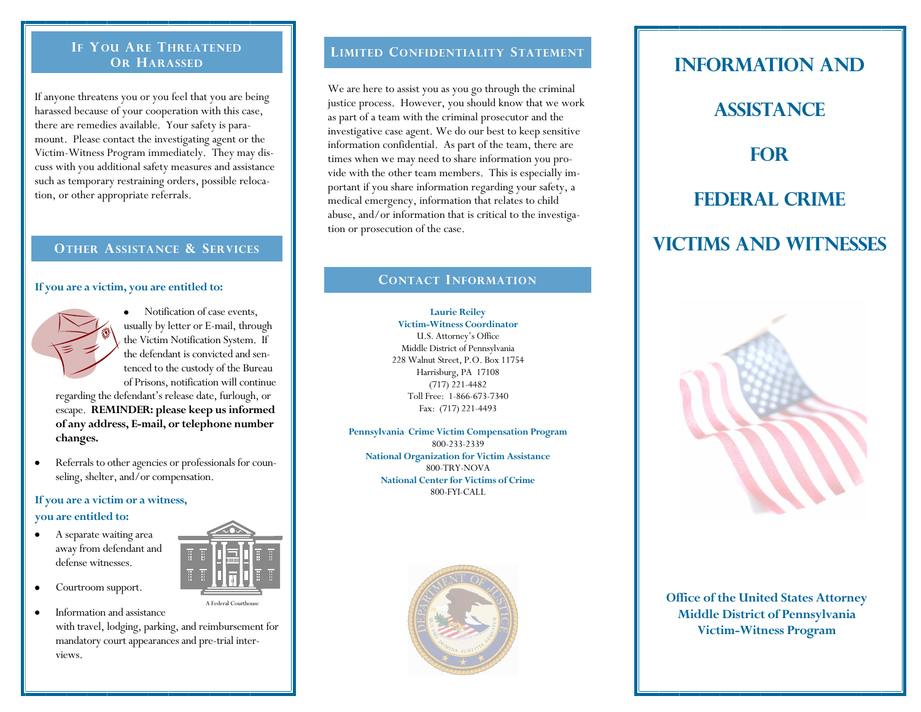# Information and Assistance for Federal Crime Victims and Witnesses

**Office of the United States Attorney**
**Middle District of Pennsylvania**
**Victim-Witness Program**

## If You Are Threatened Or Harassed

If anyone threatens you or you feel that you are being harassed because of your cooperation with this case, there are remedies available. Your safety is paramount. Please contact the investigating agent or the Victim-Witness Program immediately. They may discuss with you additional safety measures and assistance such as temporary restraining orders, possible relocation, or other appropriate referrals.

## Other Assistance & Services

### If you are a victim, you are entitled to:

- Notification of case events, usually by letter or E-mail, through the Victim Notification System. If the defendant is convicted and sentenced to the custody of the Bureau of Prisons, notification will continue regarding the defendant's release date, furlough, or escape. **REMINDER: please keep us informed of any address, E-mail, or telephone number changes.**
- Referrals to other agencies or professionals for counseling, shelter, and/or compensation.

### If you are a victim or a witness, you are entitled to:

- A separate waiting area away from defendant and defense witnesses.
- Courtroom support.
- Information and assistance with travel, lodging, parking, and reimbursement for mandatory court appearances and pre-trial interviews.

A Federal Courthouse

## Limited Confidentiality Statement

We are here to assist you as you go through the criminal justice process. However, you should know that we work as part of a team with the criminal prosecutor and the investigative case agent. We do our best to keep sensitive information confidential. As part of the team, there are times when we may need to share information you provide with the other team members. This is especially important if you share information regarding your safety, a medical emergency, information that relates to child abuse, and/or information that is critical to the investigation or prosecution of the case.

## Contact Information

**Laurie Reiley**
**Victim-Witness Coordinator**
U.S. Attorney's Office
Middle District of Pennsylvania
228 Walnut Street, P.O. Box 11754
Harrisburg, PA 17108
(717) 221-4482
Toll Free: 1-866-673-7340
Fax: (717) 221-4493

**Pennsylvania Crime Victim Compensation Program**
800-233-2339

**National Organization for Victim Assistance**
800-TRY-NOVA

**National Center for Victims of Crime**
800-FYI-CALL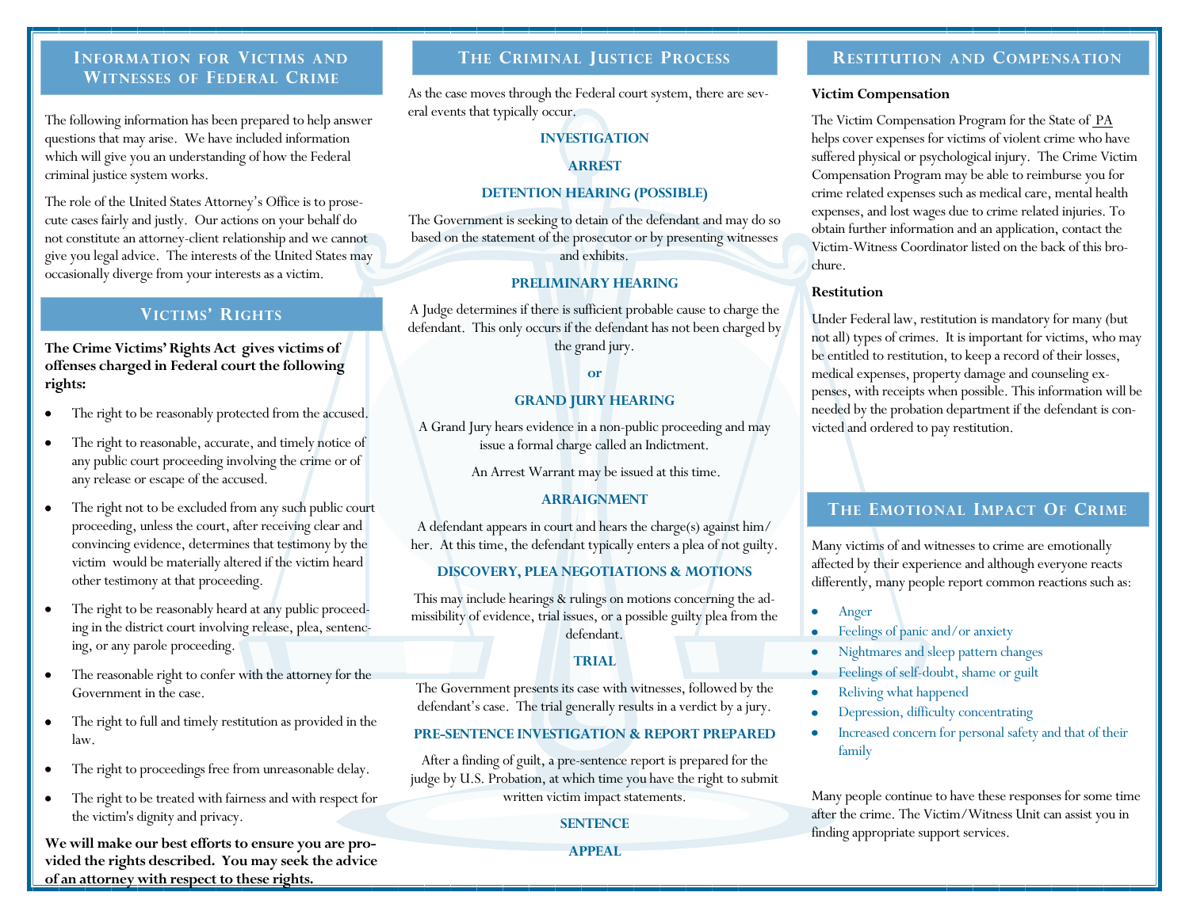## Information for Victims and Witnesses of Federal Crime

The following information has been prepared to help answer questions that may arise. We have included information which will give you an understanding of how the Federal criminal justice system works.

The role of the United States Attorney's Office is to prosecute cases fairly and justly. Our actions on your behalf do not constitute an attorney-client relationship and we cannot give you legal advice. The interests of the United States may occasionally diverge from your interests as a victim.

## Victims' Rights

**The Crime Victims' Rights Act gives victims of offenses charged in Federal court the following rights:**

- The right to be reasonably protected from the accused.
- The right to reasonable, accurate, and timely notice of any public court proceeding involving the crime or of any release or escape of the accused.
- The right not to be excluded from any such public court proceeding, unless the court, after receiving clear and convincing evidence, determines that testimony by the victim would be materially altered if the victim heard other testimony at that proceeding.
- The right to be reasonably heard at any public proceeding in the district court involving release, plea, sentencing, or any parole proceeding.
- The reasonable right to confer with the attorney for the Government in the case.
- The right to full and timely restitution as provided in the law.
- The right to proceedings free from unreasonable delay.
- The right to be treated with fairness and with respect for the victim's dignity and privacy.

**We will make our best efforts to ensure you are provided the rights described. You may seek the advice of an attorney with respect to these rights.**

## The Criminal Justice Process

As the case moves through the Federal court system, there are several events that typically occur.

### INVESTIGATION

### ARREST

### DETENTION HEARING (POSSIBLE)

The Government is seeking to detain of the defendant and may do so based on the statement of the prosecutor or by presenting witnesses and exhibits.

### PRELIMINARY HEARING

A Judge determines if there is sufficient probable cause to charge the defendant. This only occurs if the defendant has not been charged by the grand jury.

**or**

### GRAND JURY HEARING

A Grand Jury hears evidence in a non-public proceeding and may issue a formal charge called an Indictment.

An Arrest Warrant may be issued at this time.

### ARRAIGNMENT

A defendant appears in court and hears the charge(s) against him/her. At this time, the defendant typically enters a plea of not guilty.

### DISCOVERY, PLEA NEGOTIATIONS & MOTIONS

This may include hearings & rulings on motions concerning the admissibility of evidence, trial issues, or a possible guilty plea from the defendant.

### TRIAL

The Government presents its case with witnesses, followed by the defendant's case. The trial generally results in a verdict by a jury.

### PRE-SENTENCE INVESTIGATION & REPORT PREPARED

After a finding of guilt, a pre-sentence report is prepared for the judge by U.S. Probation, at which time you have the right to submit written victim impact statements.

### SENTENCE

### APPEAL

## Restitution and Compensation

**Victim Compensation**

The Victim Compensation Program for the State of PA helps cover expenses for victims of violent crime who have suffered physical or psychological injury. The Crime Victim Compensation Program may be able to reimburse you for crime related expenses such as medical care, mental health expenses, and lost wages due to crime related injuries. To obtain further information and an application, contact the Victim-Witness Coordinator listed on the back of this brochure.

**Restitution**

Under Federal law, restitution is mandatory for many (but not all) types of crimes. It is important for victims, who may be entitled to restitution, to keep a record of their losses, medical expenses, property damage and counseling expenses, with receipts when possible. This information will be needed by the probation department if the defendant is convicted and ordered to pay restitution.

## The Emotional Impact Of Crime

Many victims of and witnesses to crime are emotionally affected by their experience and although everyone reacts differently, many people report common reactions such as:

- Anger
- Feelings of panic and/or anxiety
- Nightmares and sleep pattern changes
- Feelings of self-doubt, shame or guilt
- Reliving what happened
- Depression, difficulty concentrating
- Increased concern for personal safety and that of their family

Many people continue to have these responses for some time after the crime. The Victim/Witness Unit can assist you in finding appropriate support services.